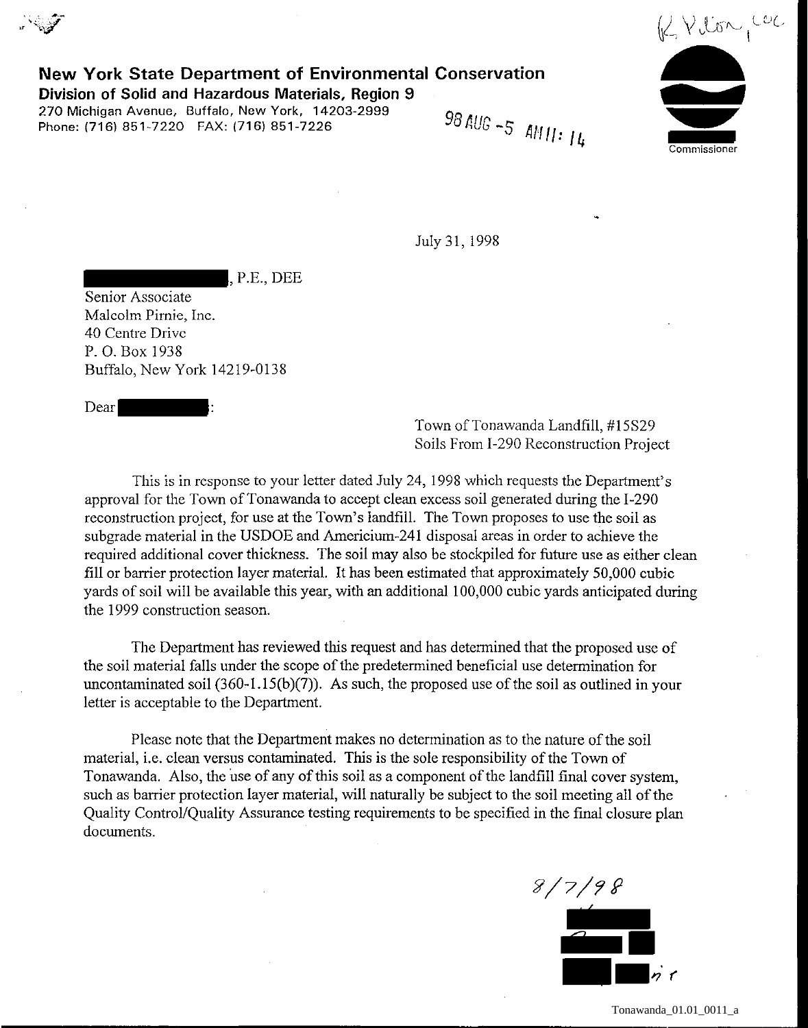**New York State Department of Environmental Conservation**
**Division of Solid and Hazardous Materials, Region 9**
270 Michigan Avenue, Buffalo, New York, 14203-2999
Phone: (716) 851-7220 FAX: (716) 851-7226

98 AUG -5 AM 11: 14

Commissioner

July 31, 1998

█████████, P.E., DEE
Senior Associate
Malcolm Pirnie, Inc.
40 Centre Drive
P. O. Box 1938
Buffalo, New York 14219-0138

Dear ██████:

Town of Tonawanda Landfill, #15S29
Soils From I-290 Reconstruction Project

This is in response to your letter dated July 24, 1998 which requests the Department's approval for the Town of Tonawanda to accept clean excess soil generated during the I-290 reconstruction project, for use at the Town's landfill. The Town proposes to use the soil as subgrade material in the USDOE and Americium-241 disposal areas in order to achieve the required additional cover thickness. The soil may also be stockpiled for future use as either clean fill or barrier protection layer material. It has been estimated that approximately 50,000 cubic yards of soil will be available this year, with an additional 100,000 cubic yards anticipated during the 1999 construction season.

The Department has reviewed this request and has determined that the proposed use of the soil material falls under the scope of the predetermined beneficial use determination for uncontaminated soil (360-1.15(b)(7)). As such, the proposed use of the soil as outlined in your letter is acceptable to the Department.

Please note that the Department makes no determination as to the nature of the soil material, i.e. clean versus contaminated. This is the sole responsibility of the Town of Tonawanda. Also, the use of any of this soil as a component of the landfill final cover system, such as barrier protection layer material, will naturally be subject to the soil meeting all of the Quality Control/Quality Assurance testing requirements to be specified in the final closure plan documents.

8/7/98

Tonawanda_01.01_0011_a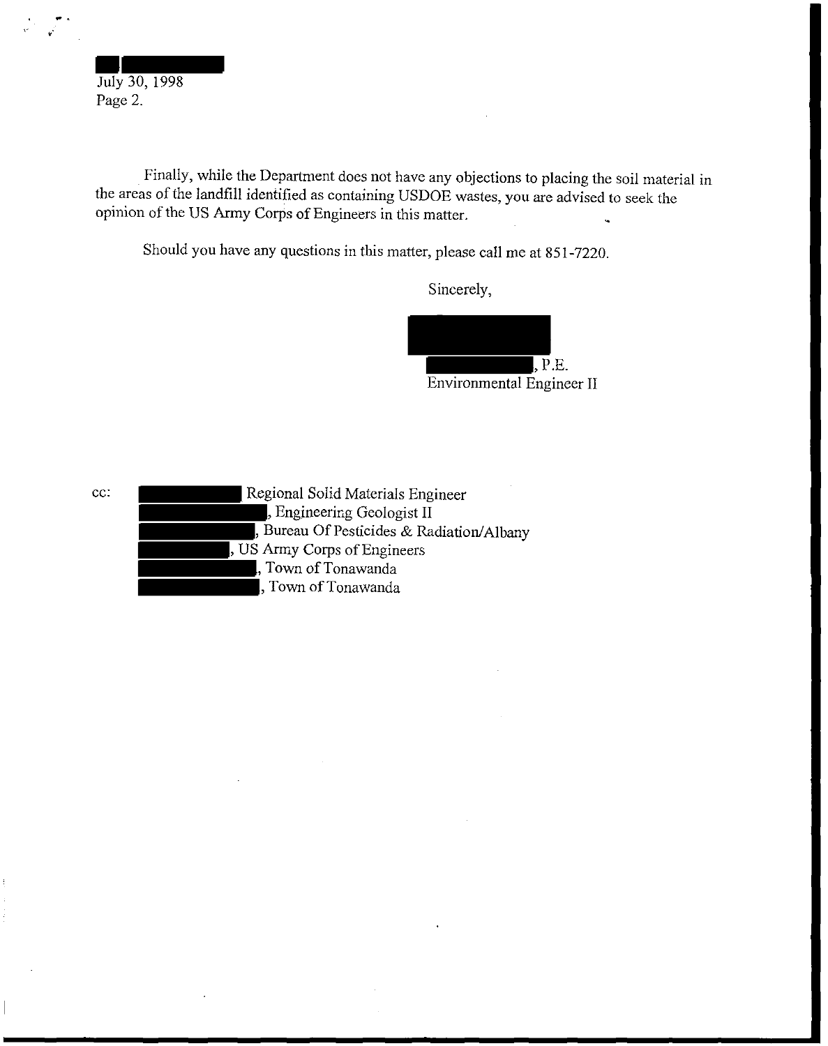Finally, while the Department does not have any objections to placing the soil material in the areas of the landfill identified as containing USDOE wastes, you are advised to seek the opinion of the US Army Corps of Engineers in this matter.

Should you have any questions in this matter, please call me at 851-7220.

Sincerely,

, P.E.
Environmental Engineer II

cc: Regional Solid Materials Engineer
, Engineering Geologist II
, Bureau Of Pesticides & Radiation/Albany
, US Army Corps of Engineers
, Town of Tonawanda
, Town of Tonawanda